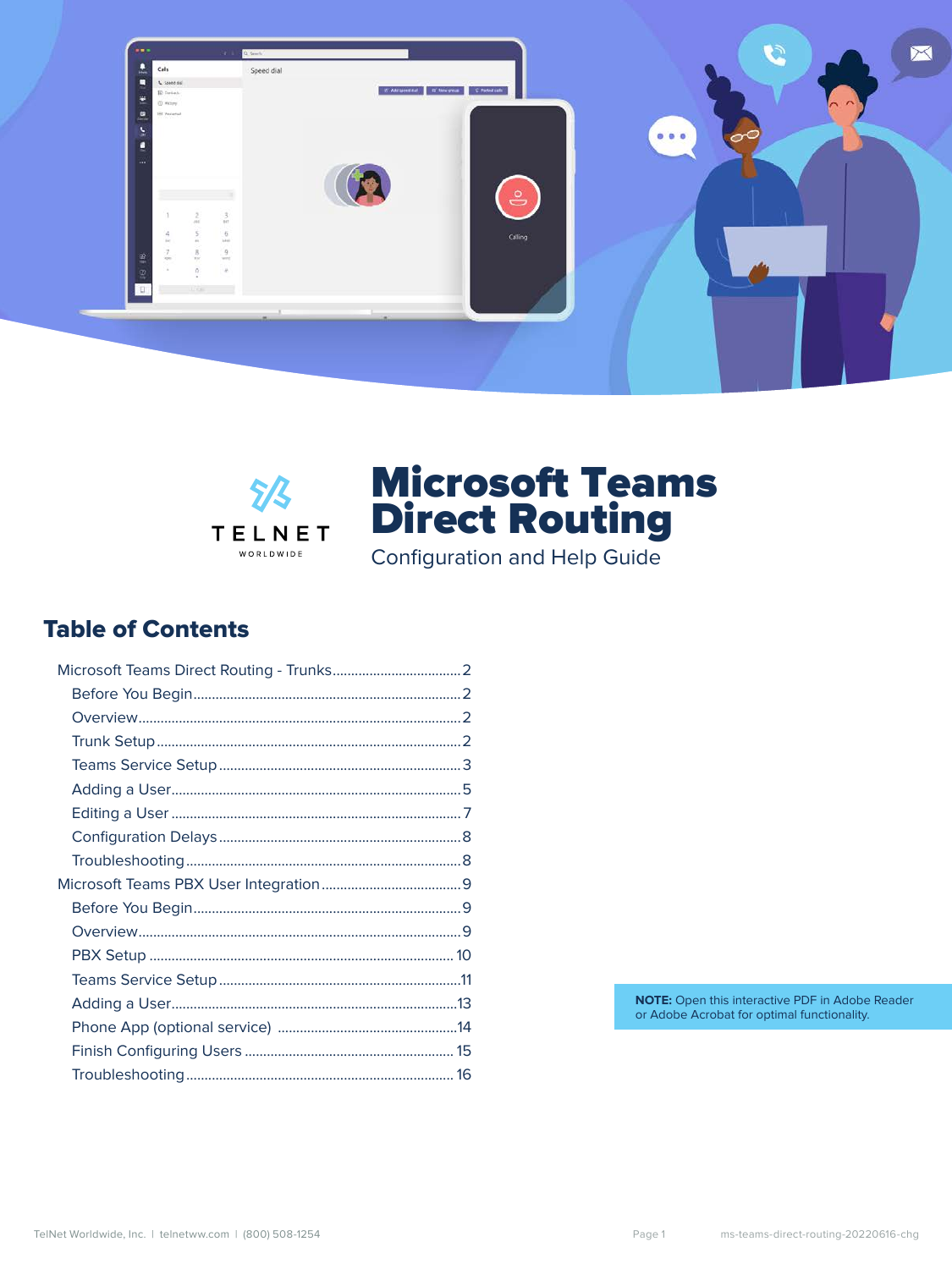TELNET WORLDWIDE

# Microsoft Teams Direct Routing

Configuration and Help Guide

## Table of Contents

- Microsoft Teams Direct Routing - Trunks....2
  - Before You Begin....2
  - Overview....2
  - Trunk Setup....2
  - Teams Service Setup....3
  - Adding a User....5
  - Editing a User....7
  - Configuration Delays....8
  - Troubleshooting....8
- Microsoft Teams PBX User Integration....9
  - Before You Begin....9
  - Overview....9
  - PBX Setup....10
  - Teams Service Setup....11
  - Adding a User....13
  - Phone App (optional service)....14
  - Finish Configuring Users....15
  - Troubleshooting....16

**NOTE:** Open this interactive PDF in Adobe Reader or Adobe Acrobat for optimal functionality.

TelNet Worldwide, Inc. | telnetww.com | (800) 508-1254

ms-teams-direct-routing-20220616-chg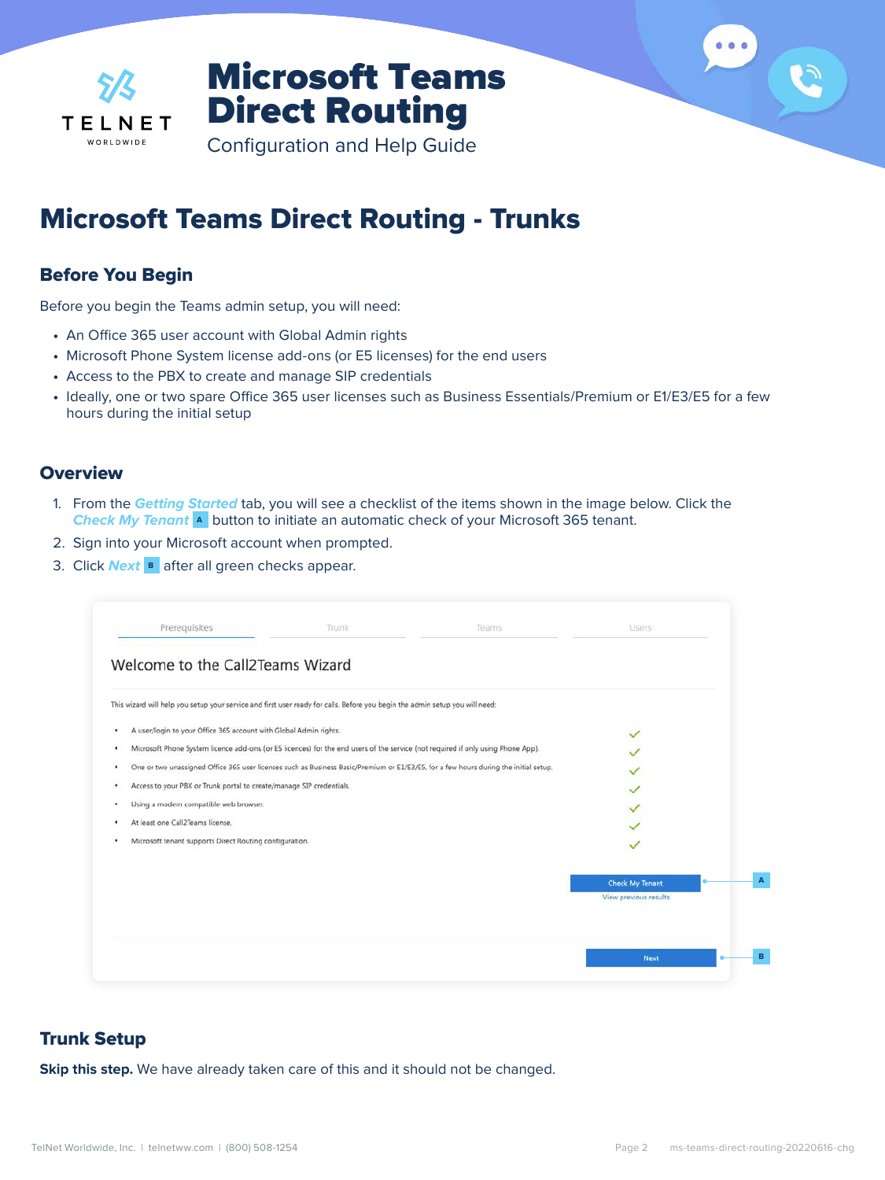# Microsoft Teams Direct Routing

Configuration and Help Guide

## Microsoft Teams Direct Routing - Trunks

### Before You Begin

Before you begin the Teams admin setup, you will need:

- An Office 365 user account with Global Admin rights
- Microsoft Phone System license add-ons (or E5 licenses) for the end users
- Access to the PBX to create and manage SIP credentials
- Ideally, one or two spare Office 365 user licenses such as Business Essentials/Premium or E1/E3/E5 for a few hours during the initial setup

### Overview

1. From the ***Getting Started*** tab, you will see a checklist of the items shown in the image below. Click the ***Check My Tenant*** A button to initiate an automatic check of your Microsoft 365 tenant.
2. Sign into your Microsoft account when prompted.
3. Click ***Next*** B after all green checks appear.

Prerequisites | Trunk | Teams | Users

Welcome to the Call2Teams Wizard

This wizard will help you setup your service and first user ready for calls. Before you begin the admin setup you will need:

- A user/login to your Office 365 account with Global Admin rights.
- Microsoft Phone System licence add-ons (or E5 licences) for the end users of the service (not required if only using Phone App).
- One or two unassigned Office 365 user licenses such as Business Basic/Premium or E1/E3/E5, for a few hours during the initial setup.
- Access to your PBX or Trunk portal to create/manage SIP credentials.
- Using a modern compatible web browser.
- At least one Call2Teams license.
- Microsoft tenant supports Direct Routing configuration.

Check My Tenant — A

View previous results

Next — B

### Trunk Setup

**Skip this step.** We have already taken care of this and it should not be changed.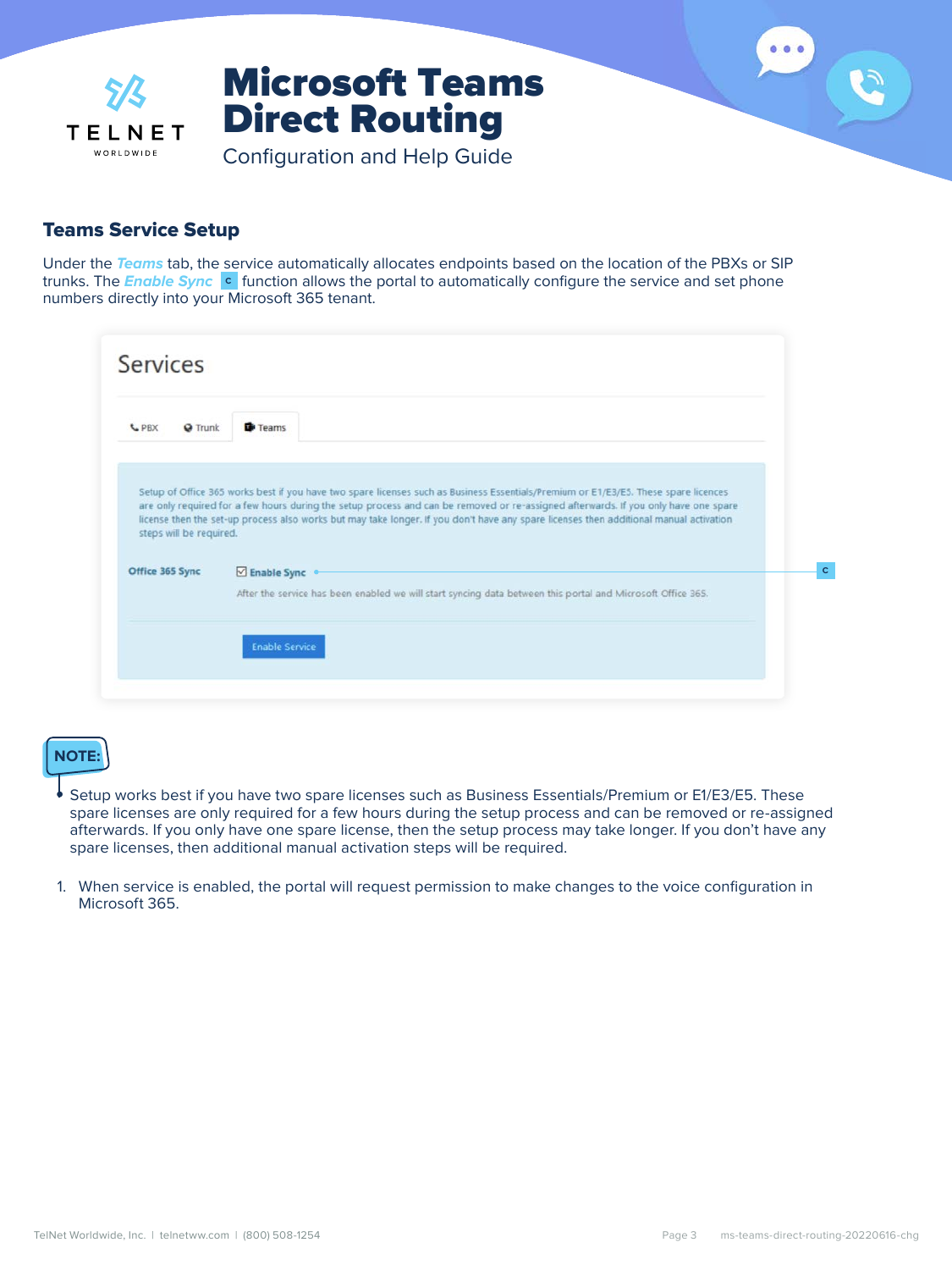# Microsoft Teams Direct Routing

Configuration and Help Guide

## Teams Service Setup

Under the *Teams* tab, the service automatically allocates endpoints based on the location of the PBXs or SIP trunks. The *Enable Sync* C function allows the portal to automatically configure the service and set phone numbers directly into your Microsoft 365 tenant.

Services

PBX | Trunk | Teams

Setup of Office 365 works best if you have two spare licenses such as Business Essentials/Premium or E1/E3/E5. These spare licences are only required for a few hours during the setup process and can be removed or re-assigned afterwards. If you only have one spare license then the set-up process also works but may take longer. If you don't have any spare licenses then additional manual activation steps will be required.

Office 365 Sync ☑ Enable Sync — C

After the service has been enabled we will start syncing data between this portal and Microsoft Office 365.

Enable Service

**NOTE:**

- Setup works best if you have two spare licenses such as Business Essentials/Premium or E1/E3/E5. These spare licenses are only required for a few hours during the setup process and can be removed or re-assigned afterwards. If you only have one spare license, then the setup process may take longer. If you don't have any spare licenses, then additional manual activation steps will be required.

1. When service is enabled, the portal will request permission to make changes to the voice configuration in Microsoft 365.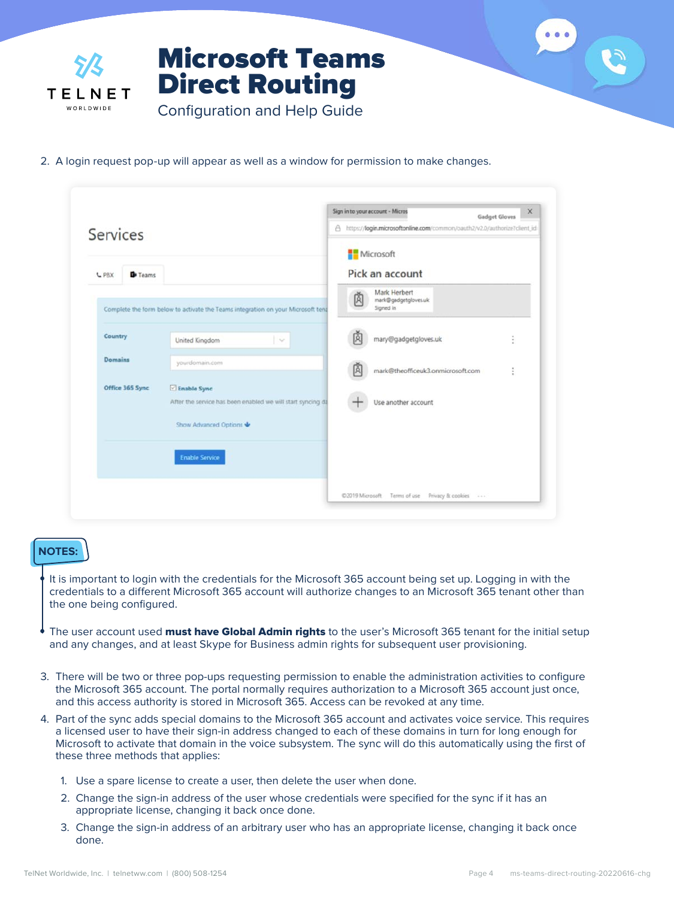2. A login request pop-up will appear as well as a window for permission to make changes.

**NOTES:**

- It is important to login with the credentials for the Microsoft 365 account being set up. Logging in with the credentials to a different Microsoft 365 account will authorize changes to an Microsoft 365 tenant other than the one being configured.
- The user account used **must have Global Admin rights** to the user's Microsoft 365 tenant for the initial setup and any changes, and at least Skype for Business admin rights for subsequent user provisioning.

3. There will be two or three pop-ups requesting permission to enable the administration activities to configure the Microsoft 365 account. The portal normally requires authorization to a Microsoft 365 account just once, and this access authority is stored in Microsoft 365. Access can be revoked at any time.
4. Part of the sync adds special domains to the Microsoft 365 account and activates voice service. This requires a licensed user to have their sign-in address changed to each of these domains in turn for long enough for Microsoft to activate that domain in the voice subsystem. The sync will do this automatically using the first of these three methods that applies:
   1. Use a spare license to create a user, then delete the user when done.
   2. Change the sign-in address of the user whose credentials were specified for the sync if it has an appropriate license, changing it back once done.
   3. Change the sign-in address of an arbitrary user who has an appropriate license, changing it back once done.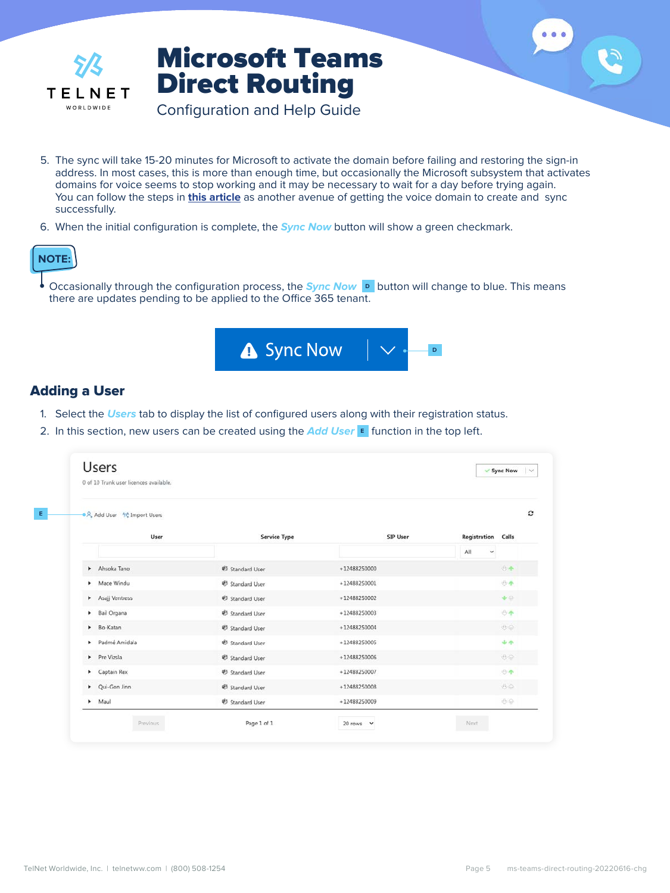5. The sync will take 15-20 minutes for Microsoft to activate the domain before failing and restoring the sign-in address. In most cases, this is more than enough time, but occasionally the Microsoft subsystem that activates domains for voice seems to stop working and it may be necessary to wait for a day before trying again. You can follow the steps in **this article** as another avenue of getting the voice domain to create and sync successfully.
6. When the initial configuration is complete, the ***Sync Now*** button will show a green checkmark.

**NOTE:**

- Occasionally through the configuration process, the ***Sync Now*** D button will change to blue. This means there are updates pending to be applied to the Office 365 tenant.

## Adding a User

1. Select the ***Users*** tab to display the list of configured users along with their registration status.
2. In this section, new users can be created using the ***Add User*** E function in the top left.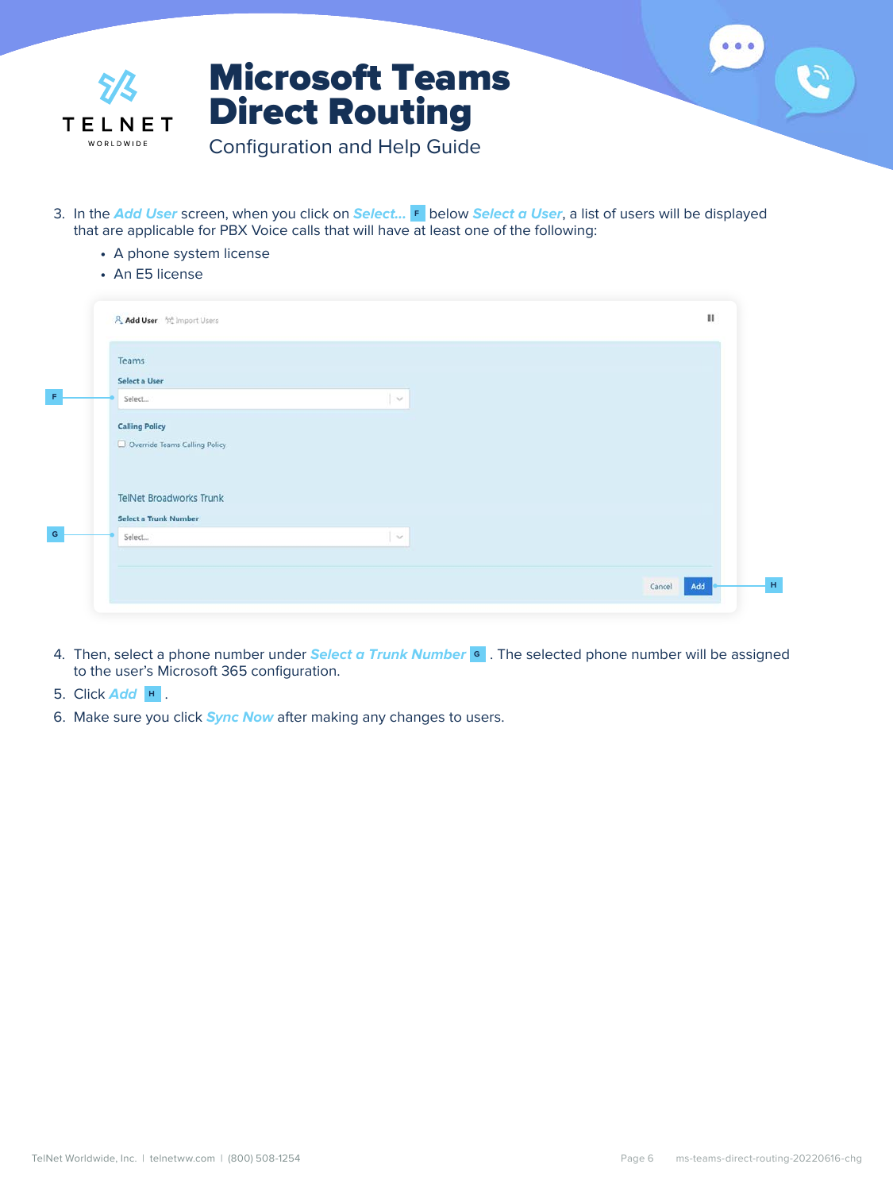3. In the ***Add User*** screen, when you click on ***Select...*** F below ***Select a User***, a list of users will be displayed that are applicable for PBX Voice calls that will have at least one of the following:
   - A phone system license
   - An E5 license

4. Then, select a phone number under ***Select a Trunk Number*** G . The selected phone number will be assigned to the user's Microsoft 365 configuration.
5. Click ***Add*** H .
6. Make sure you click ***Sync Now*** after making any changes to users.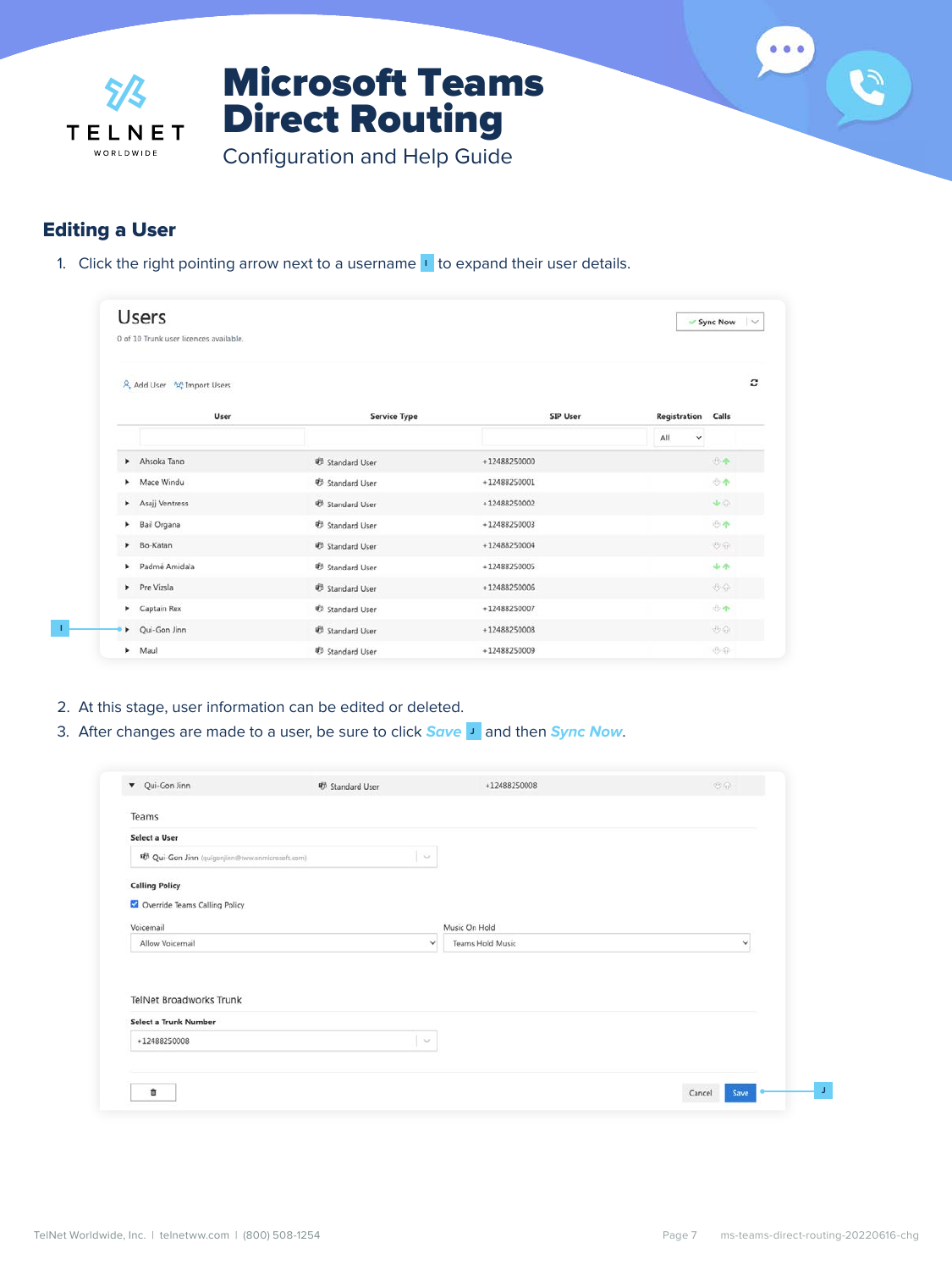## Editing a User

1. Click the right pointing arrow next to a username I to expand their user details.

Users

0 of 10 Trunk user licences available.

Sync Now

Add User | Import Users

| User | Service Type | SIP User | Registration | Calls |
|---|---|---|---|---|
| | | | All | |
| Ahsoka Tano | Standard User | +12488250000 | | |
| Mace Windu | Standard User | +12488250001 | | |
| Asajj Ventress | Standard User | +12488250002 | | |
| Bail Organa | Standard User | +12488250003 | | |
| Bo-Katan | Standard User | +12488250004 | | |
| Padmé Amidala | Standard User | +12488250005 | | |
| Pre Vizsla | Standard User | +12488250006 | | |
| Captain Rex | Standard User | +12488250007 | | |
| Qui-Gon Jinn | Standard User | +12488250008 | | |
| Maul | Standard User | +12488250009 | | |

2. At this stage, user information can be edited or deleted.
3. After changes are made to a user, be sure to click ***Save*** J and then ***Sync Now***.

Qui-Gon Jinn | Standard User | +12488250008

Teams

**Select a User**

Qui-Gon Jinn (quigonjinn@sww.onmicrosoft.com)

**Calling Policy**

☑ Override Teams Calling Policy

Voicemail: Allow Voicemail

Music On Hold: Teams Hold Music

TelNet Broadworks Trunk

**Select a Trunk Number**

+12488250008

Cancel | Save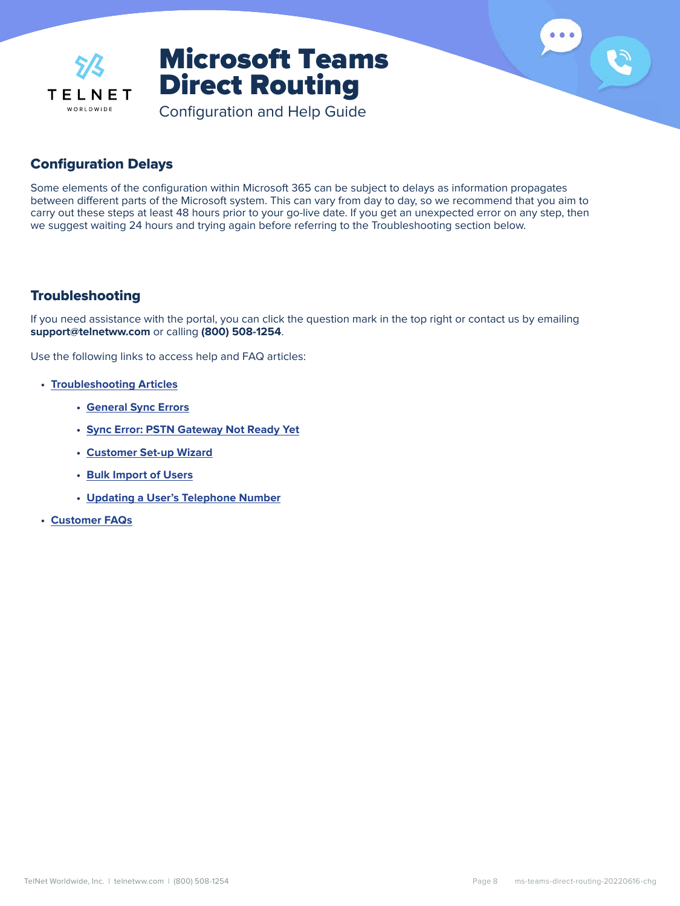## Configuration Delays

Some elements of the configuration within Microsoft 365 can be subject to delays as information propagates between different parts of the Microsoft system. This can vary from day to day, so we recommend that you aim to carry out these steps at least 48 hours prior to your go-live date. If you get an unexpected error on any step, then we suggest waiting 24 hours and trying again before referring to the Troubleshooting section below.

## Troubleshooting

If you need assistance with the portal, you can click the question mark in the top right or contact us by emailing **support@telnetww.com** or calling **(800) 508-1254**.

Use the following links to access help and FAQ articles:

- **Troubleshooting Articles**
    - **General Sync Errors**
    - **Sync Error: PSTN Gateway Not Ready Yet**
    - **Customer Set-up Wizard**
    - **Bulk Import of Users**
    - **Updating a User's Telephone Number**
- **Customer FAQs**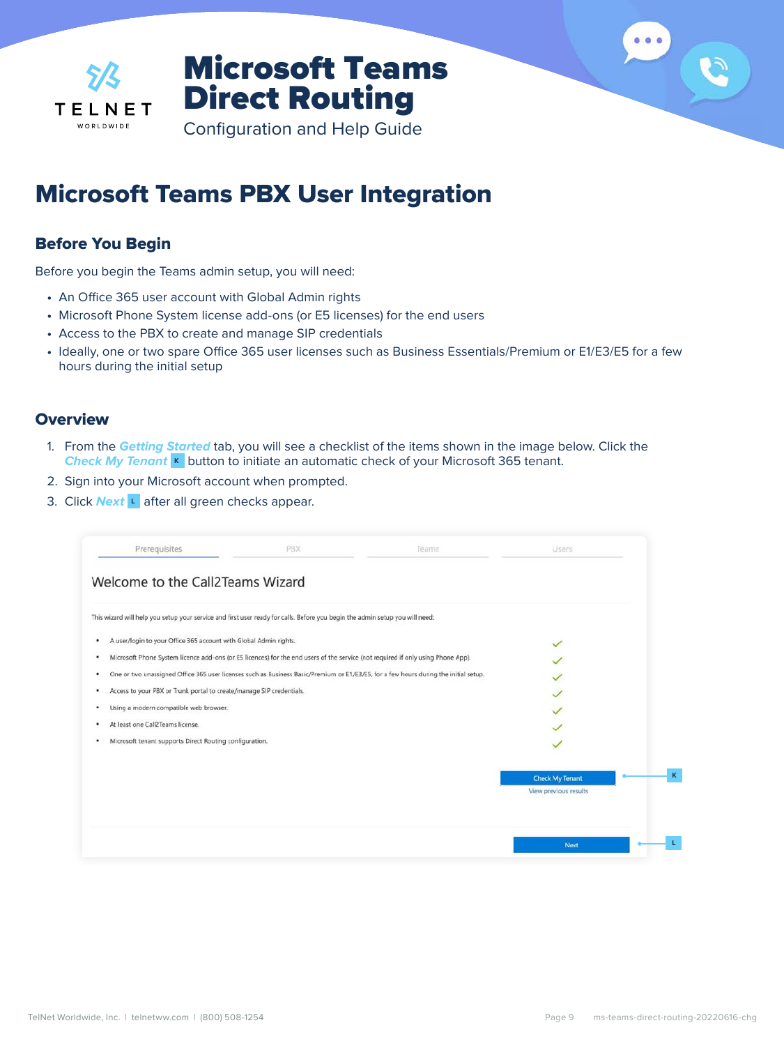# Microsoft Teams PBX User Integration

## Before You Begin

Before you begin the Teams admin setup, you will need:

- An Office 365 user account with Global Admin rights
- Microsoft Phone System license add-ons (or E5 licenses) for the end users
- Access to the PBX to create and manage SIP credentials
- Ideally, one or two spare Office 365 user licenses such as Business Essentials/Premium or E1/E3/E5 for a few hours during the initial setup

## Overview

1. From the ***Getting Started*** tab, you will see a checklist of the items shown in the image below. Click the ***Check My Tenant*** K button to initiate an automatic check of your Microsoft 365 tenant.
2. Sign into your Microsoft account when prompted.
3. Click ***Next*** L after all green checks appear.

Prerequisites | PBX | Teams | Users

Welcome to the Call2Teams Wizard

This wizard will help you setup your service and first user ready for calls. Before you begin the admin setup you will need:

- A user/login to your Office 365 account with Global Admin rights.
- Microsoft Phone System licence add-ons (or E5 licences) for the end users of the service (not required if only using Phone App).
- One or two unassigned Office 365 user licenses such as Business Basic/Premium or E1/E3/E5, for a few hours during the initial setup.
- Access to your PBX or Trunk portal to create/manage SIP credentials.
- Using a modern compatible web browser.
- At least one Call2Teams license.
- Microsoft tenant supports Direct Routing configuration.

Check My Tenant — K

View previous results

Next — L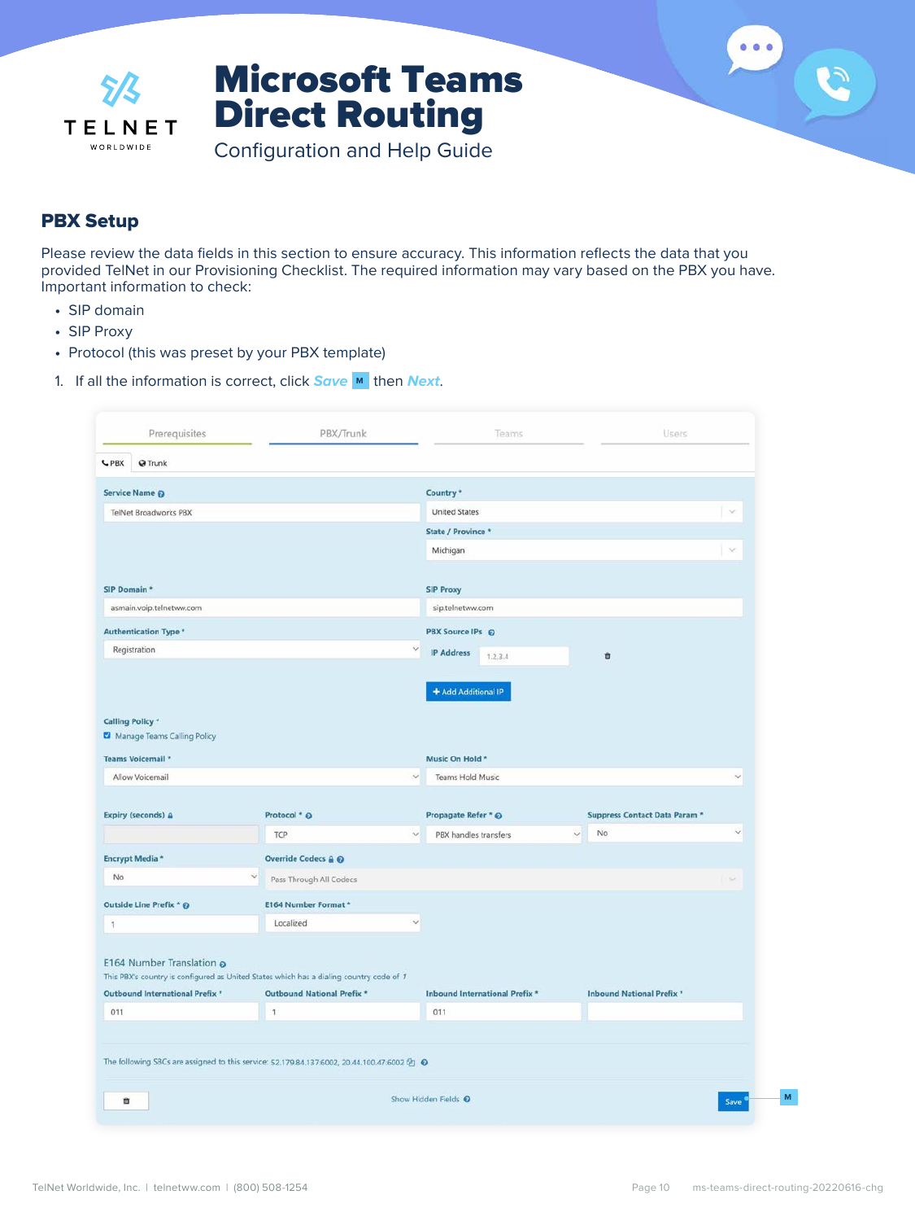## PBX Setup

Please review the data fields in this section to ensure accuracy. This information reflects the data that you provided TelNet in our Provisioning Checklist. The required information may vary based on the PBX you have. Important information to check:

- SIP domain
- SIP Proxy
- Protocol (this was preset by your PBX template)

1. If all the information is correct, click ***Save*** M then ***Next***.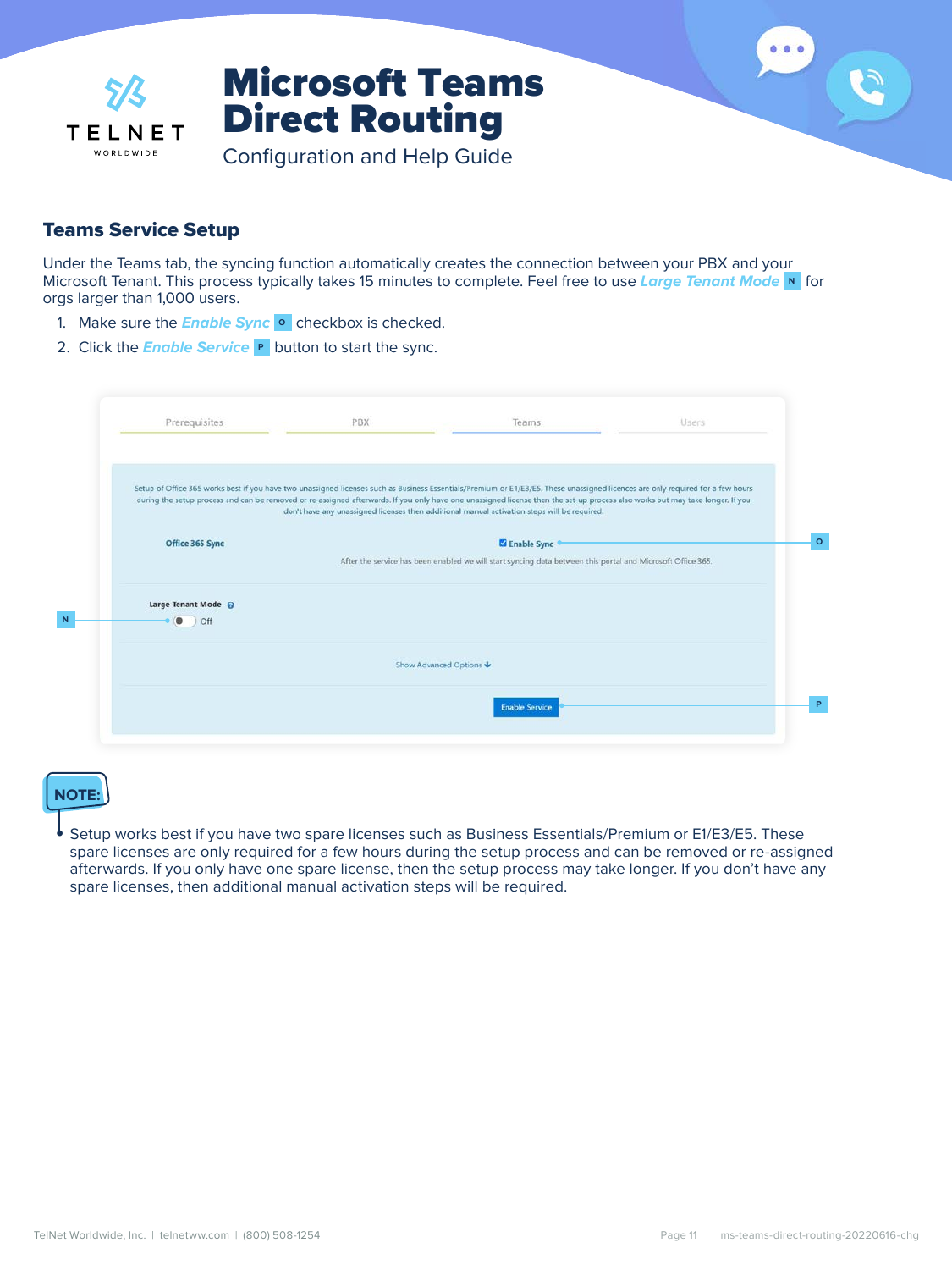# Microsoft Teams Direct Routing

Configuration and Help Guide

## Teams Service Setup

Under the Teams tab, the syncing function automatically creates the connection between your PBX and your Microsoft Tenant. This process typically takes 15 minutes to complete. Feel free to use ***Large Tenant Mode*** N for orgs larger than 1,000 users.

1. Make sure the ***Enable Sync*** O checkbox is checked.
2. Click the ***Enable Service*** P button to start the sync.

Prerequisites | PBX | Teams | Users

Setup of Office 365 works best if you have two unassigned licenses such as Business Essentials/Premium or E1/E3/E5. These unassigned licences are only required for a few hours during the setup process and can be removed or re-assigned afterwards. If you only have one unassigned license then the set-up process also works but may take longer. If you don't have any unassigned licenses then additional manual activation steps will be required.

Office 365 Sync — Enable Sync (O)

After the service has been enabled we will start syncing data between this portal and Microsoft Office 365.

Large Tenant Mode (N) — Off

Show Advanced Options

Enable Service (P)

**NOTE:**

- Setup works best if you have two spare licenses such as Business Essentials/Premium or E1/E3/E5. These spare licenses are only required for a few hours during the setup process and can be removed or re-assigned afterwards. If you only have one spare license, then the setup process may take longer. If you don't have any spare licenses, then additional manual activation steps will be required.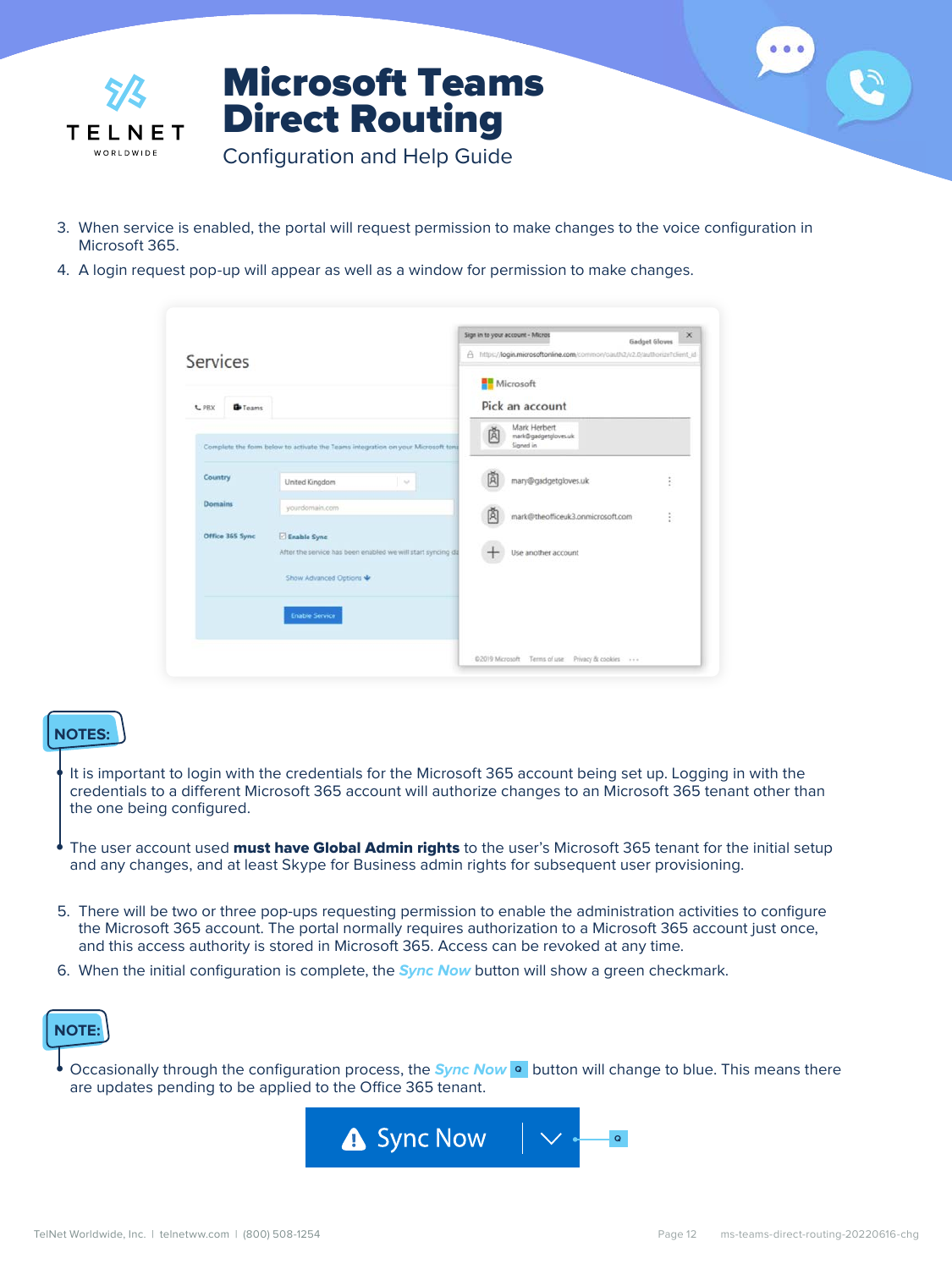3. When service is enabled, the portal will request permission to make changes to the voice configuration in Microsoft 365.
4. A login request pop-up will appear as well as a window for permission to make changes.

**NOTES:**

- It is important to login with the credentials for the Microsoft 365 account being set up. Logging in with the credentials to a different Microsoft 365 account will authorize changes to an Microsoft 365 tenant other than the one being configured.
- The user account used **must have Global Admin rights** to the user's Microsoft 365 tenant for the initial setup and any changes, and at least Skype for Business admin rights for subsequent user provisioning.

5. There will be two or three pop-ups requesting permission to enable the administration activities to configure the Microsoft 365 account. The portal normally requires authorization to a Microsoft 365 account just once, and this access authority is stored in Microsoft 365. Access can be revoked at any time.
6. When the initial configuration is complete, the ***Sync Now*** button will show a green checkmark.

**NOTE:**

- Occasionally through the configuration process, the ***Sync Now*** button will change to blue. This means there are updates pending to be applied to the Office 365 tenant.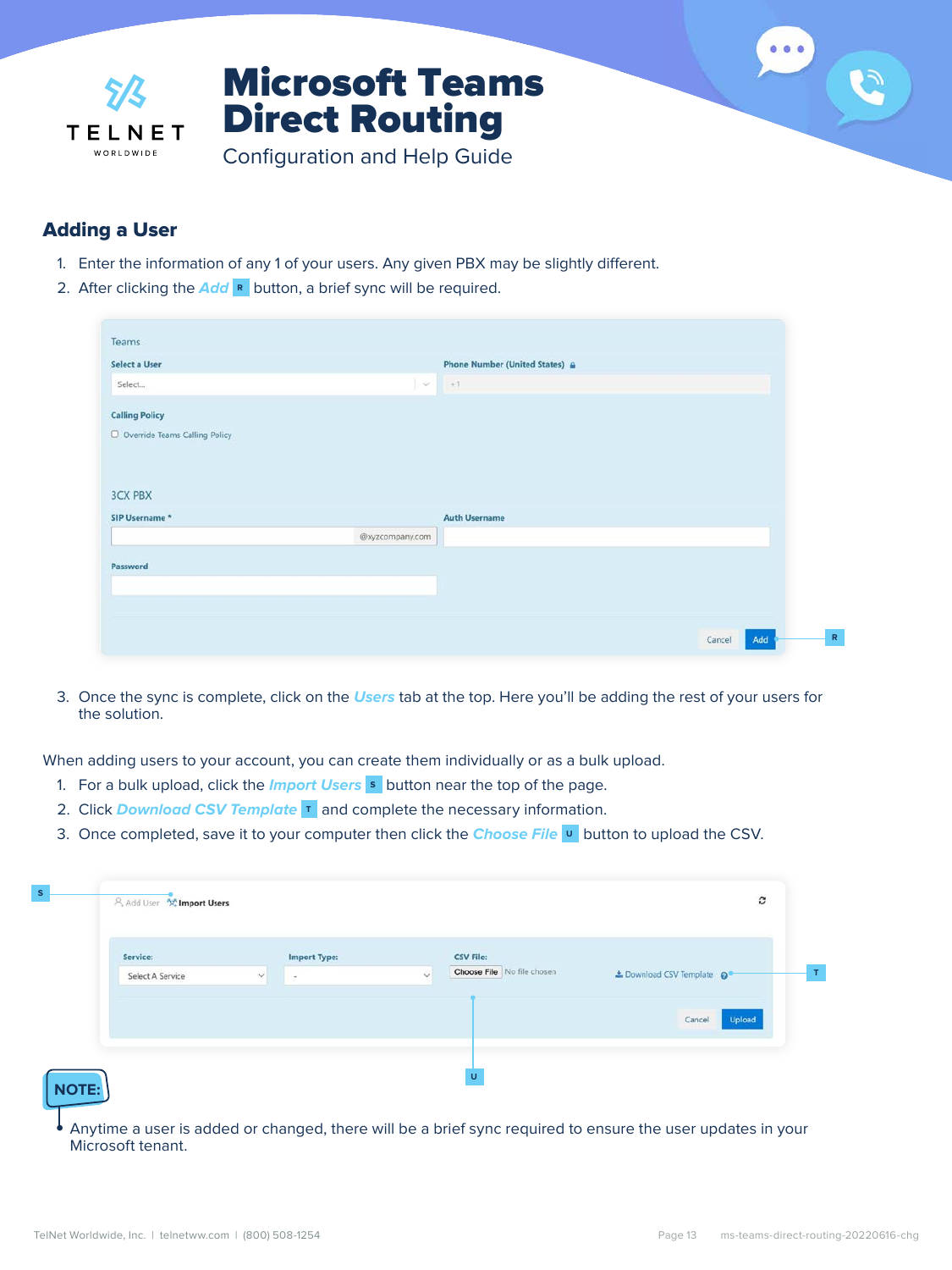## Adding a User

1. Enter the information of any 1 of your users. Any given PBX may be slightly different.
2. After clicking the ***Add*** R button, a brief sync will be required.

3. Once the sync is complete, click on the ***Users*** tab at the top. Here you'll be adding the rest of your users for the solution.

When adding users to your account, you can create them individually or as a bulk upload.

1. For a bulk upload, click the ***Import Users*** S button near the top of the page.
2. Click ***Download CSV Template*** T and complete the necessary information.
3. Once completed, save it to your computer then click the ***Choose File*** U button to upload the CSV.

**NOTE:**

- Anytime a user is added or changed, there will be a brief sync required to ensure the user updates in your Microsoft tenant.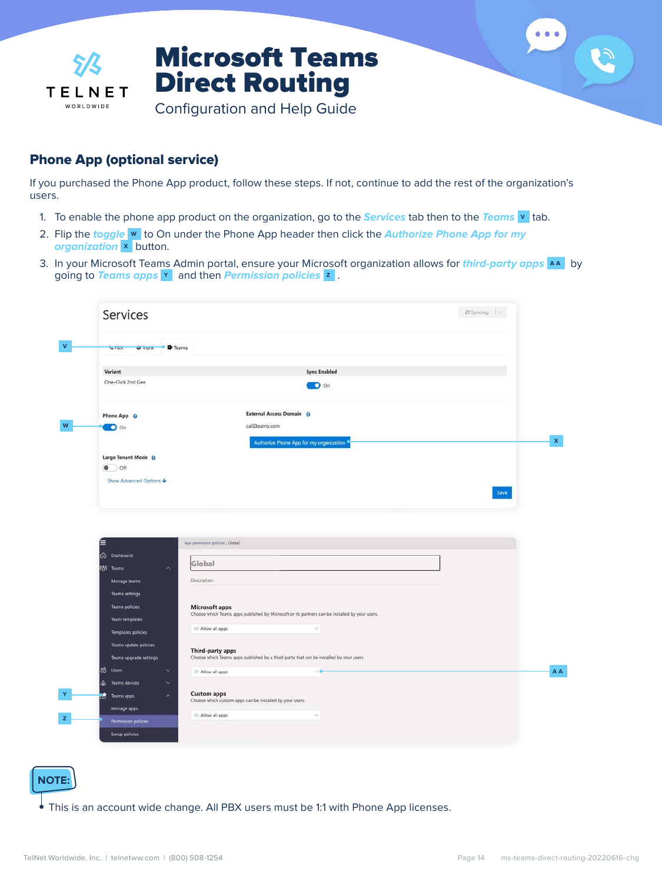## Phone App (optional service)

If you purchased the Phone App product, follow these steps. If not, continue to add the rest of the organization's users.

1. To enable the phone app product on the organization, go to the ***Services*** tab then to the ***Teams*** **V** tab.
2. Flip the ***toggle*** **W** to On under the Phone App header then click the ***Authorize Phone App for my organization*** **X** button.
3. In your Microsoft Teams Admin portal, ensure your Microsoft organization allows for ***third-party apps*** **AA** by going to ***Teams apps*** **Y** and then ***Permission policies*** **Z** .

**NOTE:**

This is an account wide change. All PBX users must be 1:1 with Phone App licenses.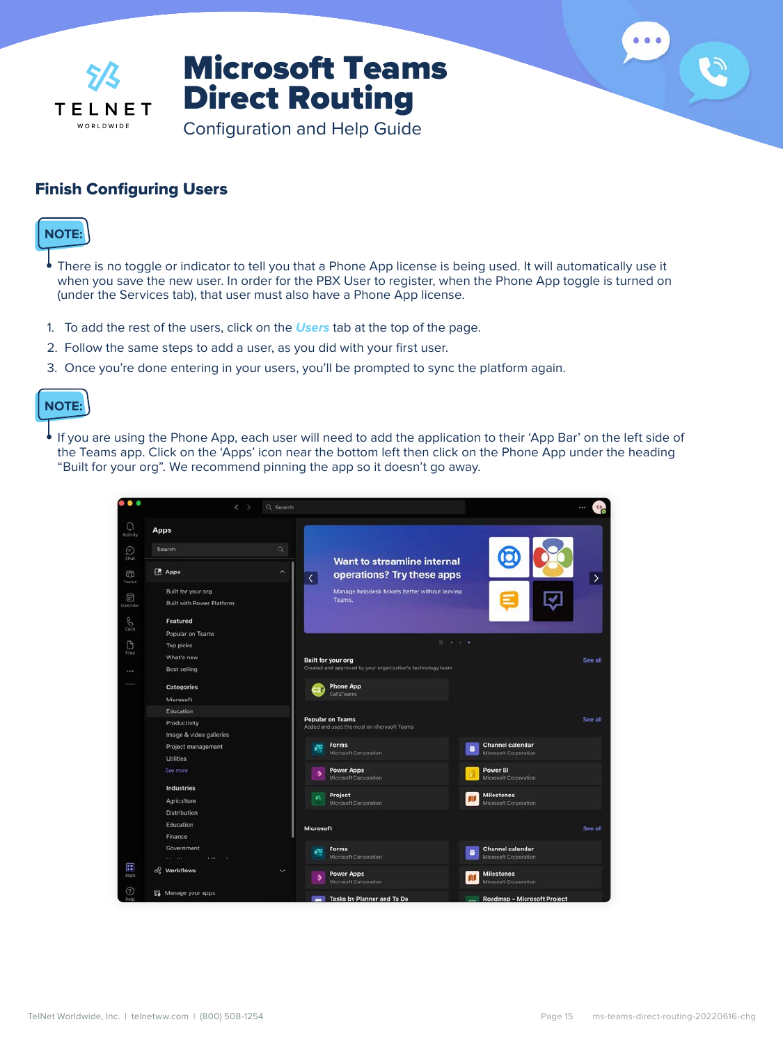## Finish Configuring Users

**NOTE:**

- There is no toggle or indicator to tell you that a Phone App license is being used. It will automatically use it when you save the new user. In order for the PBX User to register, when the Phone App toggle is turned on (under the Services tab), that user must also have a Phone App license.

1. To add the rest of the users, click on the ***Users*** tab at the top of the page.
2. Follow the same steps to add a user, as you did with your first user.
3. Once you're done entering in your users, you'll be prompted to sync the platform again.

**NOTE:**

- If you are using the Phone App, each user will need to add the application to their 'App Bar' on the left side of the Teams app. Click on the 'Apps' icon near the bottom left then click on the Phone App under the heading "Built for your org". We recommend pinning the app so it doesn't go away.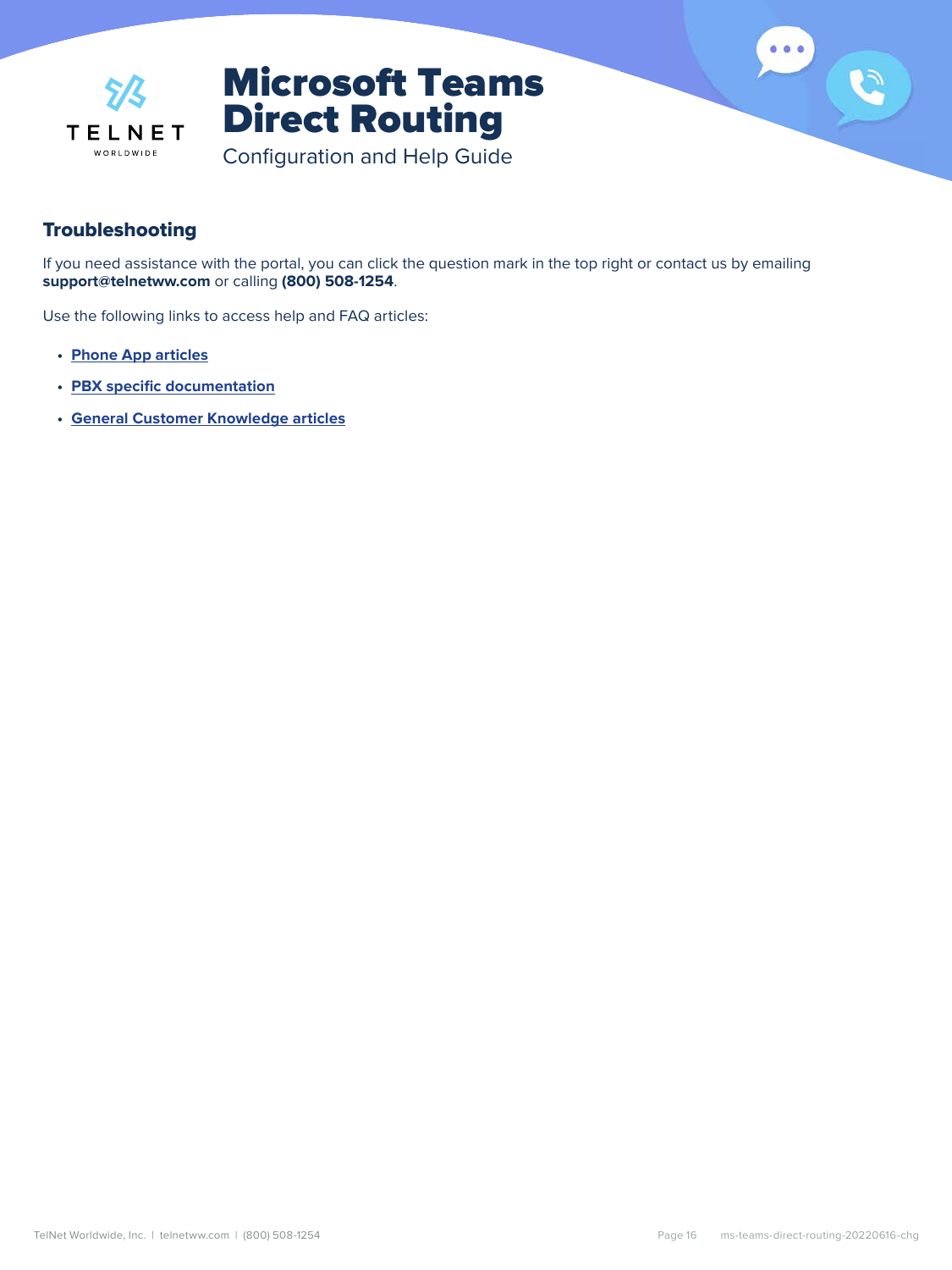## Troubleshooting

If you need assistance with the portal, you can click the question mark in the top right or contact us by emailing **support@telnetww.com** or calling **(800) 508-1254**.

Use the following links to access help and FAQ articles:

- **Phone App articles**
- **PBX specific documentation**
- **General Customer Knowledge articles**